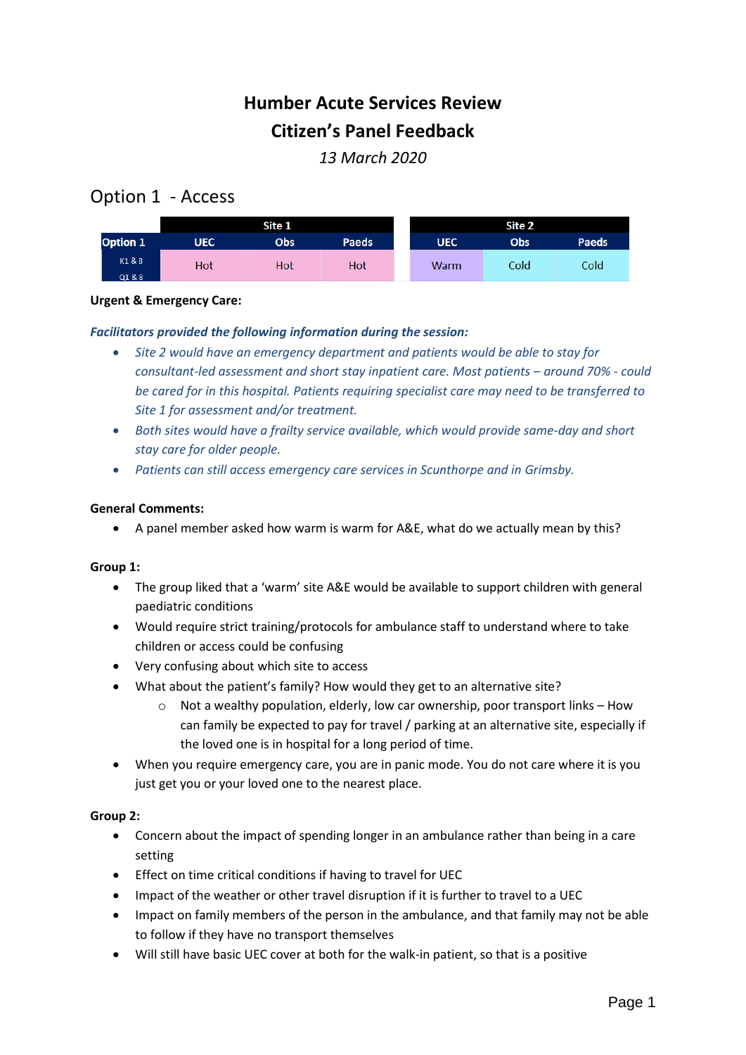# Humber Acute Services Review

# Citizen's Panel Feedback

*13 March 2020*

## Option 1 - Access

| | Site 1 | | | Site 2 | | |
|---|---|---|---|---|---|---|
| Option 1 | UEC | Obs | Paeds | UEC | Obs | Paeds |
| K1 & 8<br>Q1 & 8 | Hot | Hot | Hot | Warm | Cold | Cold |

**Urgent & Emergency Care:**

***Facilitators provided the following information during the session:***

- *Site 2 would have an emergency department and patients would be able to stay for consultant-led assessment and short stay inpatient care. Most patients – around 70% - could be cared for in this hospital. Patients requiring specialist care may need to be transferred to Site 1 for assessment and/or treatment.*
- *Both sites would have a frailty service available, which would provide same-day and short stay care for older people.*
- *Patients can still access emergency care services in Scunthorpe and in Grimsby.*

**General Comments:**

- A panel member asked how warm is warm for A&E, what do we actually mean by this?

**Group 1:**

- The group liked that a 'warm' site A&E would be available to support children with general paediatric conditions
- Would require strict training/protocols for ambulance staff to understand where to take children or access could be confusing
- Very confusing about which site to access
- What about the patient's family? How would they get to an alternative site?
  - Not a wealthy population, elderly, low car ownership, poor transport links – How can family be expected to pay for travel / parking at an alternative site, especially if the loved one is in hospital for a long period of time.
- When you require emergency care, you are in panic mode. You do not care where it is you just get you or your loved one to the nearest place.

**Group 2:**

- Concern about the impact of spending longer in an ambulance rather than being in a care setting
- Effect on time critical conditions if having to travel for UEC
- Impact of the weather or other travel disruption if it is further to travel to a UEC
- Impact on family members of the person in the ambulance, and that family may not be able to follow if they have no transport themselves
- Will still have basic UEC cover at both for the walk-in patient, so that is a positive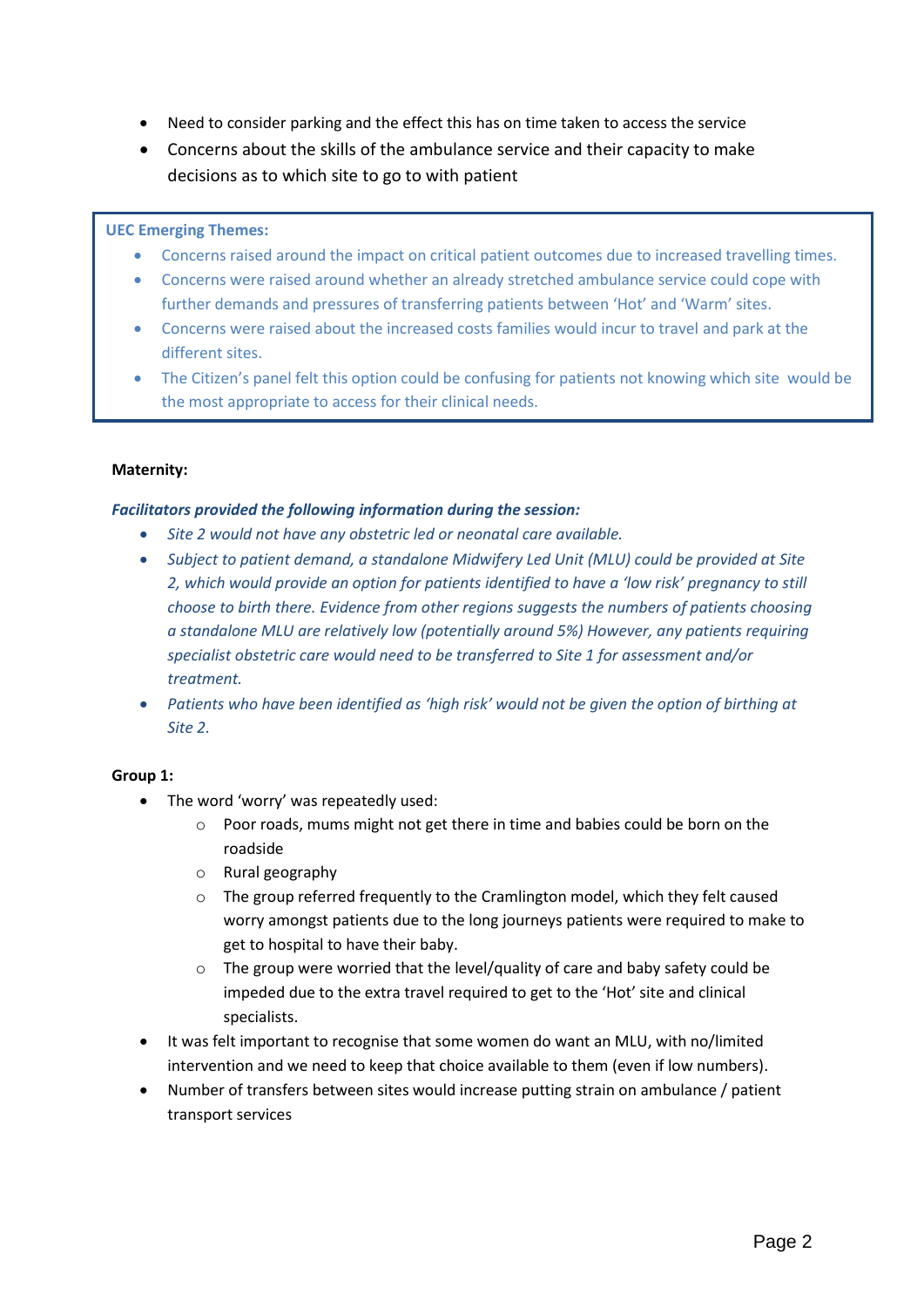- Need to consider parking and the effect this has on time taken to access the service
- Concerns about the skills of the ambulance service and their capacity to make decisions as to which site to go to with patient

**UEC Emerging Themes:**

- Concerns raised around the impact on critical patient outcomes due to increased travelling times.
- Concerns were raised around whether an already stretched ambulance service could cope with further demands and pressures of transferring patients between 'Hot' and 'Warm' sites.
- Concerns were raised about the increased costs families would incur to travel and park at the different sites.
- The Citizen's panel felt this option could be confusing for patients not knowing which site would be the most appropriate to access for their clinical needs.

**Maternity:**

***Facilitators provided the following information during the session:***

- *Site 2 would not have any obstetric led or neonatal care available.*
- *Subject to patient demand, a standalone Midwifery Led Unit (MLU) could be provided at Site 2, which would provide an option for patients identified to have a 'low risk' pregnancy to still choose to birth there. Evidence from other regions suggests the numbers of patients choosing a standalone MLU are relatively low (potentially around 5%) However, any patients requiring specialist obstetric care would need to be transferred to Site 1 for assessment and/or treatment.*
- *Patients who have been identified as 'high risk' would not be given the option of birthing at Site 2.*

**Group 1:**

- The word 'worry' was repeatedly used:
  - Poor roads, mums might not get there in time and babies could be born on the roadside
  - Rural geography
  - The group referred frequently to the Cramlington model, which they felt caused worry amongst patients due to the long journeys patients were required to make to get to hospital to have their baby.
  - The group were worried that the level/quality of care and baby safety could be impeded due to the extra travel required to get to the 'Hot' site and clinical specialists.
- It was felt important to recognise that some women do want an MLU, with no/limited intervention and we need to keep that choice available to them (even if low numbers).
- Number of transfers between sites would increase putting strain on ambulance / patient transport services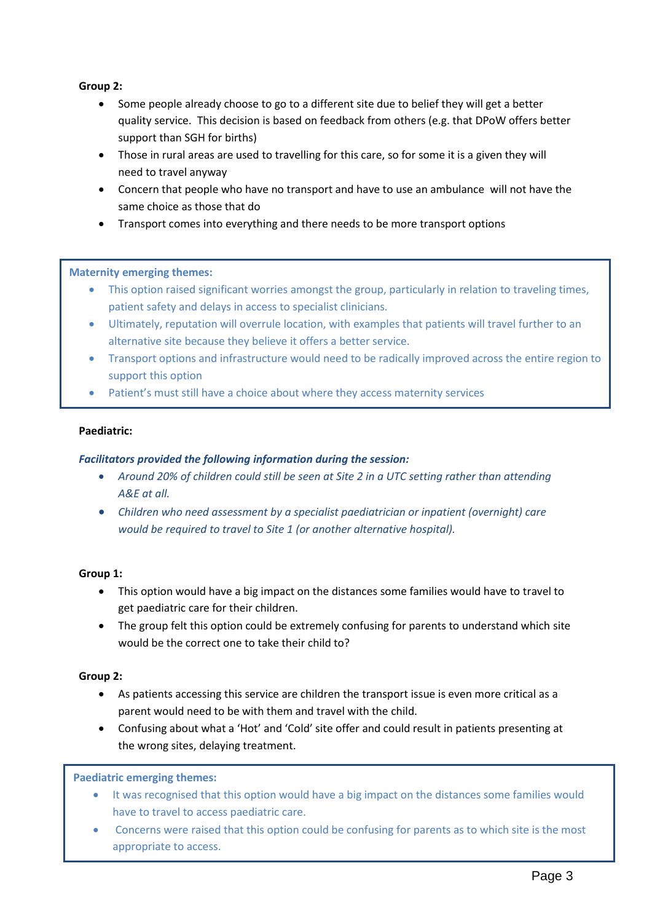**Group 2:**

- Some people already choose to go to a different site due to belief they will get a better quality service. This decision is based on feedback from others (e.g. that DPoW offers better support than SGH for births)
- Those in rural areas are used to travelling for this care, so for some it is a given they will need to travel anyway
- Concern that people who have no transport and have to use an ambulance will not have the same choice as those that do
- Transport comes into everything and there needs to be more transport options

**Maternity emerging themes:**

- This option raised significant worries amongst the group, particularly in relation to traveling times, patient safety and delays in access to specialist clinicians.
- Ultimately, reputation will overrule location, with examples that patients will travel further to an alternative site because they believe it offers a better service.
- Transport options and infrastructure would need to be radically improved across the entire region to support this option
- Patient's must still have a choice about where they access maternity services

**Paediatric:**

***Facilitators provided the following information during the session:***

- *Around 20% of children could still be seen at Site 2 in a UTC setting rather than attending A&E at all.*
- *Children who need assessment by a specialist paediatrician or inpatient (overnight) care would be required to travel to Site 1 (or another alternative hospital).*

**Group 1:**

- This option would have a big impact on the distances some families would have to travel to get paediatric care for their children.
- The group felt this option could be extremely confusing for parents to understand which site would be the correct one to take their child to?

**Group 2:**

- As patients accessing this service are children the transport issue is even more critical as a parent would need to be with them and travel with the child.
- Confusing about what a 'Hot' and 'Cold' site offer and could result in patients presenting at the wrong sites, delaying treatment.

**Paediatric emerging themes:**

- It was recognised that this option would have a big impact on the distances some families would have to travel to access paediatric care.
- Concerns were raised that this option could be confusing for parents as to which site is the most appropriate to access.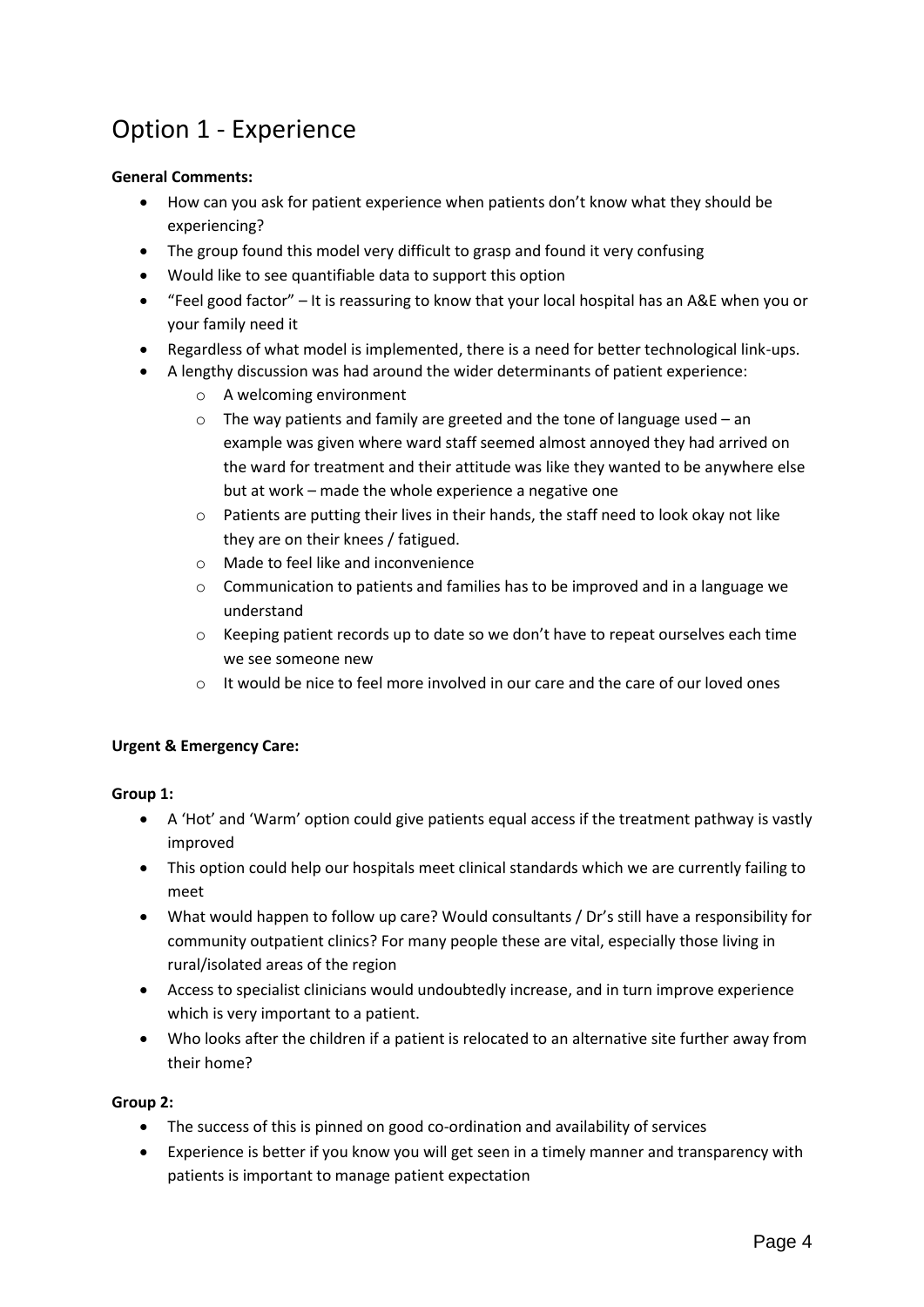# Option 1 - Experience

**General Comments:**

- How can you ask for patient experience when patients don't know what they should be experiencing?
- The group found this model very difficult to grasp and found it very confusing
- Would like to see quantifiable data to support this option
- "Feel good factor" – It is reassuring to know that your local hospital has an A&E when you or your family need it
- Regardless of what model is implemented, there is a need for better technological link-ups.
- A lengthy discussion was had around the wider determinants of patient experience:
  - A welcoming environment
  - The way patients and family are greeted and the tone of language used – an example was given where ward staff seemed almost annoyed they had arrived on the ward for treatment and their attitude was like they wanted to be anywhere else but at work – made the whole experience a negative one
  - Patients are putting their lives in their hands, the staff need to look okay not like they are on their knees / fatigued.
  - Made to feel like and inconvenience
  - Communication to patients and families has to be improved and in a language we understand
  - Keeping patient records up to date so we don't have to repeat ourselves each time we see someone new
  - It would be nice to feel more involved in our care and the care of our loved ones

**Urgent & Emergency Care:**

**Group 1:**

- A 'Hot' and 'Warm' option could give patients equal access if the treatment pathway is vastly improved
- This option could help our hospitals meet clinical standards which we are currently failing to meet
- What would happen to follow up care? Would consultants / Dr's still have a responsibility for community outpatient clinics? For many people these are vital, especially those living in rural/isolated areas of the region
- Access to specialist clinicians would undoubtedly increase, and in turn improve experience which is very important to a patient.
- Who looks after the children if a patient is relocated to an alternative site further away from their home?

**Group 2:**

- The success of this is pinned on good co-ordination and availability of services
- Experience is better if you know you will get seen in a timely manner and transparency with patients is important to manage patient expectation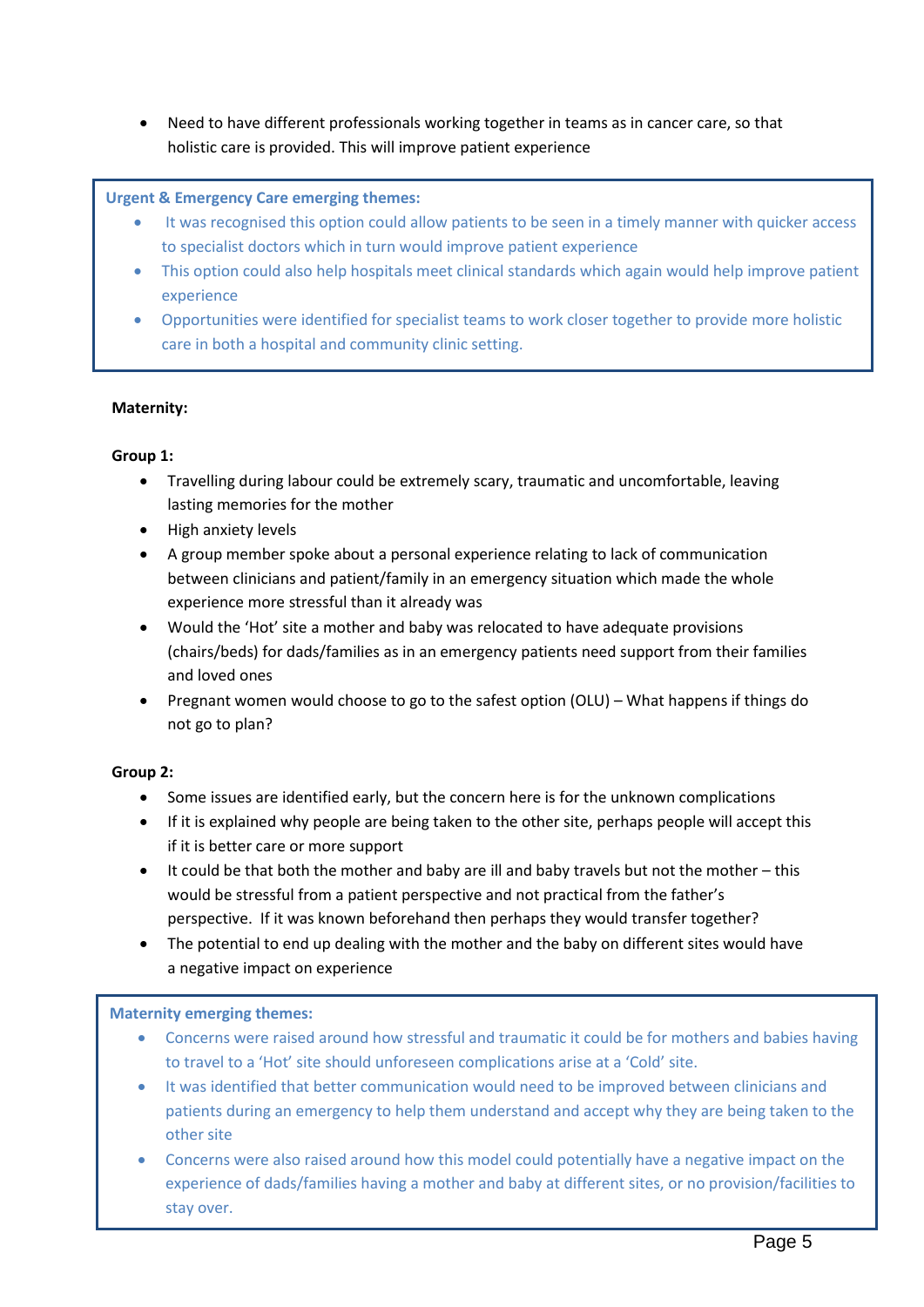- Need to have different professionals working together in teams as in cancer care, so that holistic care is provided. This will improve patient experience

**Urgent & Emergency Care emerging themes:**

- It was recognised this option could allow patients to be seen in a timely manner with quicker access to specialist doctors which in turn would improve patient experience
- This option could also help hospitals meet clinical standards which again would help improve patient experience
- Opportunities were identified for specialist teams to work closer together to provide more holistic care in both a hospital and community clinic setting.

**Maternity:**

**Group 1:**

- Travelling during labour could be extremely scary, traumatic and uncomfortable, leaving lasting memories for the mother
- High anxiety levels
- A group member spoke about a personal experience relating to lack of communication between clinicians and patient/family in an emergency situation which made the whole experience more stressful than it already was
- Would the 'Hot' site a mother and baby was relocated to have adequate provisions (chairs/beds) for dads/families as in an emergency patients need support from their families and loved ones
- Pregnant women would choose to go to the safest option (OLU) – What happens if things do not go to plan?

**Group 2:**

- Some issues are identified early, but the concern here is for the unknown complications
- If it is explained why people are being taken to the other site, perhaps people will accept this if it is better care or more support
- It could be that both the mother and baby are ill and baby travels but not the mother – this would be stressful from a patient perspective and not practical from the father's perspective. If it was known beforehand then perhaps they would transfer together?
- The potential to end up dealing with the mother and the baby on different sites would have a negative impact on experience

**Maternity emerging themes:**

- Concerns were raised around how stressful and traumatic it could be for mothers and babies having to travel to a 'Hot' site should unforeseen complications arise at a 'Cold' site.
- It was identified that better communication would need to be improved between clinicians and patients during an emergency to help them understand and accept why they are being taken to the other site
- Concerns were also raised around how this model could potentially have a negative impact on the experience of dads/families having a mother and baby at different sites, or no provision/facilities to stay over.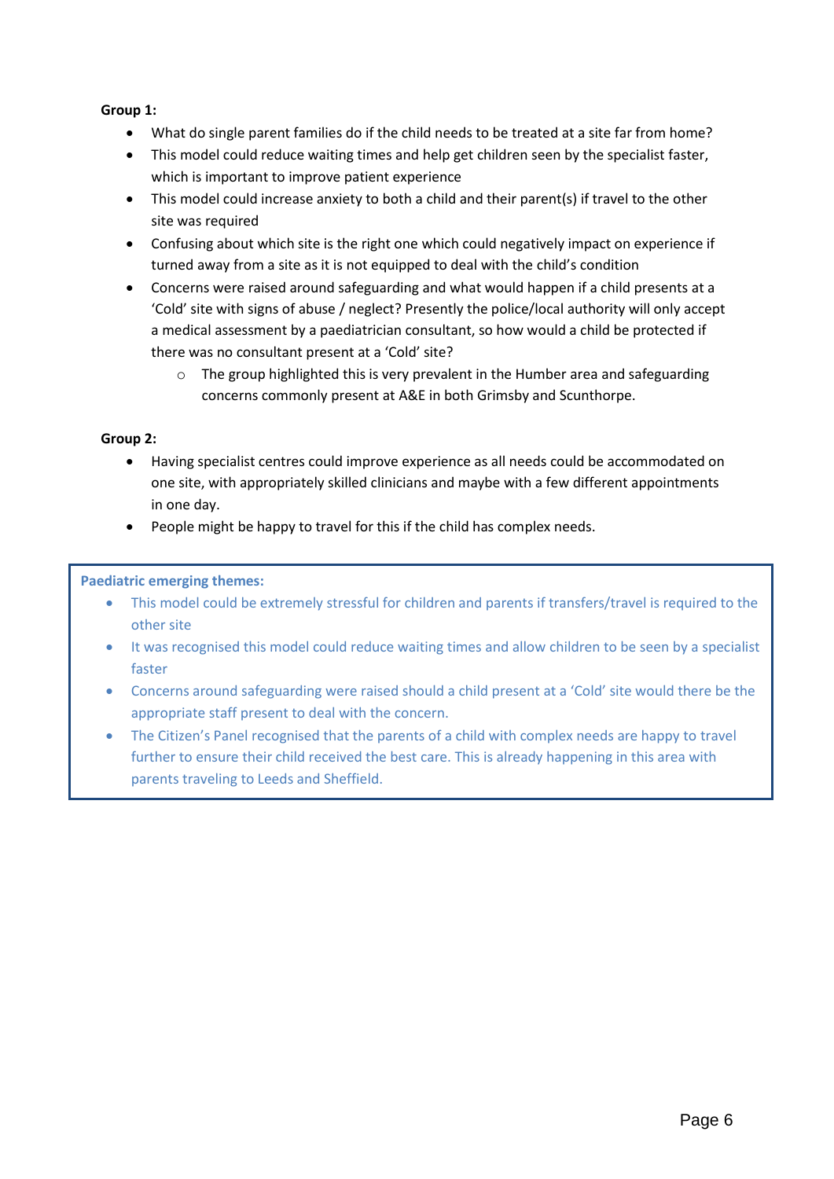**Group 1:**

- What do single parent families do if the child needs to be treated at a site far from home?
- This model could reduce waiting times and help get children seen by the specialist faster, which is important to improve patient experience
- This model could increase anxiety to both a child and their parent(s) if travel to the other site was required
- Confusing about which site is the right one which could negatively impact on experience if turned away from a site as it is not equipped to deal with the child's condition
- Concerns were raised around safeguarding and what would happen if a child presents at a 'Cold' site with signs of abuse / neglect? Presently the police/local authority will only accept a medical assessment by a paediatrician consultant, so how would a child be protected if there was no consultant present at a 'Cold' site?
  - The group highlighted this is very prevalent in the Humber area and safeguarding concerns commonly present at A&E in both Grimsby and Scunthorpe.

**Group 2:**

- Having specialist centres could improve experience as all needs could be accommodated on one site, with appropriately skilled clinicians and maybe with a few different appointments in one day.
- People might be happy to travel for this if the child has complex needs.

**Paediatric emerging themes:**

- This model could be extremely stressful for children and parents if transfers/travel is required to the other site
- It was recognised this model could reduce waiting times and allow children to be seen by a specialist faster
- Concerns around safeguarding were raised should a child present at a 'Cold' site would there be the appropriate staff present to deal with the concern.
- The Citizen's Panel recognised that the parents of a child with complex needs are happy to travel further to ensure their child received the best care. This is already happening in this area with parents traveling to Leeds and Sheffield.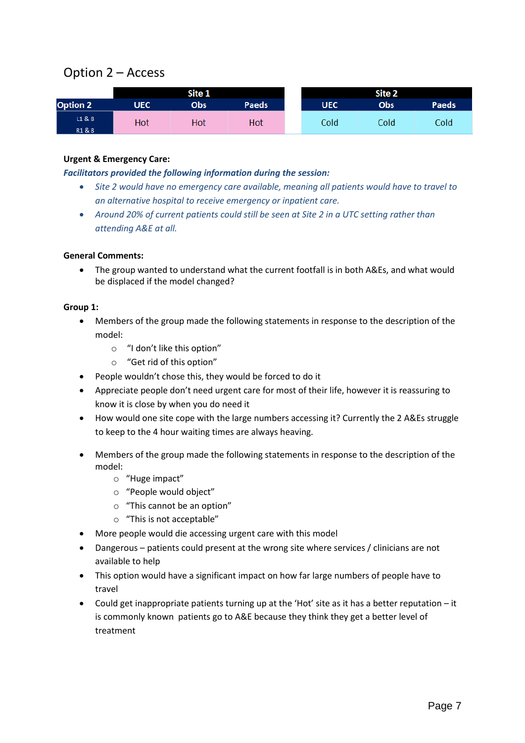## Option 2 – Access

| | Site 1 | | | | Site 2 | | |
|---|---|---|---|---|---|---|---|
| Option 2 | UEC | Obs | Paeds | | UEC | Obs | Paeds |
| L1 & 8<br>R1 & 8 | Hot | Hot | Hot | | Cold | Cold | Cold |

**Urgent & Emergency Care:**

***Facilitators provided the following information during the session:***

- *Site 2 would have no emergency care available, meaning all patients would have to travel to an alternative hospital to receive emergency or inpatient care.*
- *Around 20% of current patients could still be seen at Site 2 in a UTC setting rather than attending A&E at all.*

**General Comments:**

- The group wanted to understand what the current footfall is in both A&Es, and what would be displaced if the model changed?

**Group 1:**

- Members of the group made the following statements in response to the description of the model:
  - "I don't like this option"
  - "Get rid of this option"
- People wouldn't chose this, they would be forced to do it
- Appreciate people don't need urgent care for most of their life, however it is reassuring to know it is close by when you do need it
- How would one site cope with the large numbers accessing it? Currently the 2 A&Es struggle to keep to the 4 hour waiting times are always heaving.

- Members of the group made the following statements in response to the description of the model:
  - "Huge impact"
  - "People would object"
  - "This cannot be an option"
  - "This is not acceptable"
- More people would die accessing urgent care with this model
- Dangerous – patients could present at the wrong site where services / clinicians are not available to help
- This option would have a significant impact on how far large numbers of people have to travel
- Could get inappropriate patients turning up at the 'Hot' site as it has a better reputation – it is commonly known patients go to A&E because they think they get a better level of treatment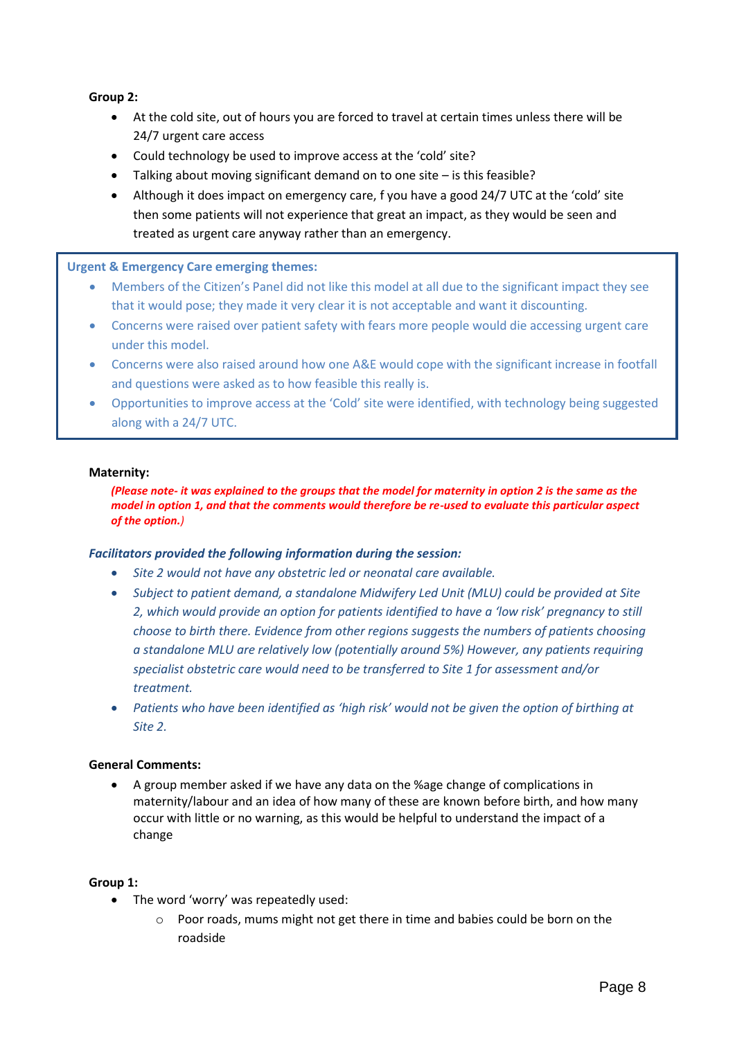**Group 2:**

- At the cold site, out of hours you are forced to travel at certain times unless there will be 24/7 urgent care access
- Could technology be used to improve access at the 'cold' site?
- Talking about moving significant demand on to one site – is this feasible?
- Although it does impact on emergency care, f you have a good 24/7 UTC at the 'cold' site then some patients will not experience that great an impact, as they would be seen and treated as urgent care anyway rather than an emergency.

> **Urgent & Emergency Care emerging themes:**
>
> - Members of the Citizen's Panel did not like this model at all due to the significant impact they see that it would pose; they made it very clear it is not acceptable and want it discounting.
> - Concerns were raised over patient safety with fears more people would die accessing urgent care under this model.
> - Concerns were also raised around how one A&E would cope with the significant increase in footfall and questions were asked as to how feasible this really is.
> - Opportunities to improve access at the 'Cold' site were identified, with technology being suggested along with a 24/7 UTC.

**Maternity:**

***(Please note- it was explained to the groups that the model for maternity in option 2 is the same as the model in option 1, and that the comments would therefore be re-used to evaluate this particular aspect of the option.)***

***Facilitators provided the following information during the session:***

- *Site 2 would not have any obstetric led or neonatal care available.*
- *Subject to patient demand, a standalone Midwifery Led Unit (MLU) could be provided at Site 2, which would provide an option for patients identified to have a 'low risk' pregnancy to still choose to birth there. Evidence from other regions suggests the numbers of patients choosing a standalone MLU are relatively low (potentially around 5%) However, any patients requiring specialist obstetric care would need to be transferred to Site 1 for assessment and/or treatment.*
- *Patients who have been identified as 'high risk' would not be given the option of birthing at Site 2.*

**General Comments:**

- A group member asked if we have any data on the %age change of complications in maternity/labour and an idea of how many of these are known before birth, and how many occur with little or no warning, as this would be helpful to understand the impact of a change

**Group 1:**

- The word 'worry' was repeatedly used:
    - Poor roads, mums might not get there in time and babies could be born on the roadside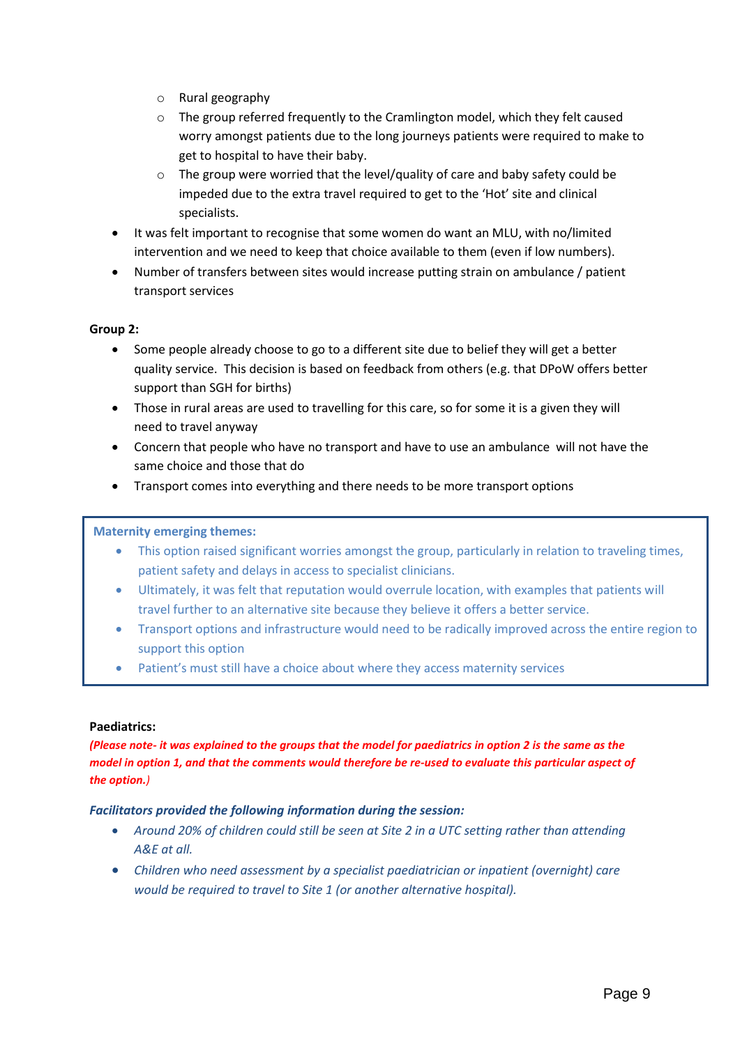- Rural geography
  - The group referred frequently to the Cramlington model, which they felt caused worry amongst patients due to the long journeys patients were required to make to get to hospital to have their baby.
  - The group were worried that the level/quality of care and baby safety could be impeded due to the extra travel required to get to the 'Hot' site and clinical specialists.
- It was felt important to recognise that some women do want an MLU, with no/limited intervention and we need to keep that choice available to them (even if low numbers).
- Number of transfers between sites would increase putting strain on ambulance / patient transport services

**Group 2:**

- Some people already choose to go to a different site due to belief they will get a better quality service. This decision is based on feedback from others (e.g. that DPoW offers better support than SGH for births)
- Those in rural areas are used to travelling for this care, so for some it is a given they will need to travel anyway
- Concern that people who have no transport and have to use an ambulance will not have the same choice and those that do
- Transport comes into everything and there needs to be more transport options

**Maternity emerging themes:**

- This option raised significant worries amongst the group, particularly in relation to traveling times, patient safety and delays in access to specialist clinicians.
- Ultimately, it was felt that reputation would overrule location, with examples that patients will travel further to an alternative site because they believe it offers a better service.
- Transport options and infrastructure would need to be radically improved across the entire region to support this option
- Patient's must still have a choice about where they access maternity services

**Paediatrics:**

***(Please note- it was explained to the groups that the model for paediatrics in option 2 is the same as the model in option 1, and that the comments would therefore be re-used to evaluate this particular aspect of the option.)***

***Facilitators provided the following information during the session:***

- *Around 20% of children could still be seen at Site 2 in a UTC setting rather than attending A&E at all.*
- *Children who need assessment by a specialist paediatrician or inpatient (overnight) care would be required to travel to Site 1 (or another alternative hospital).*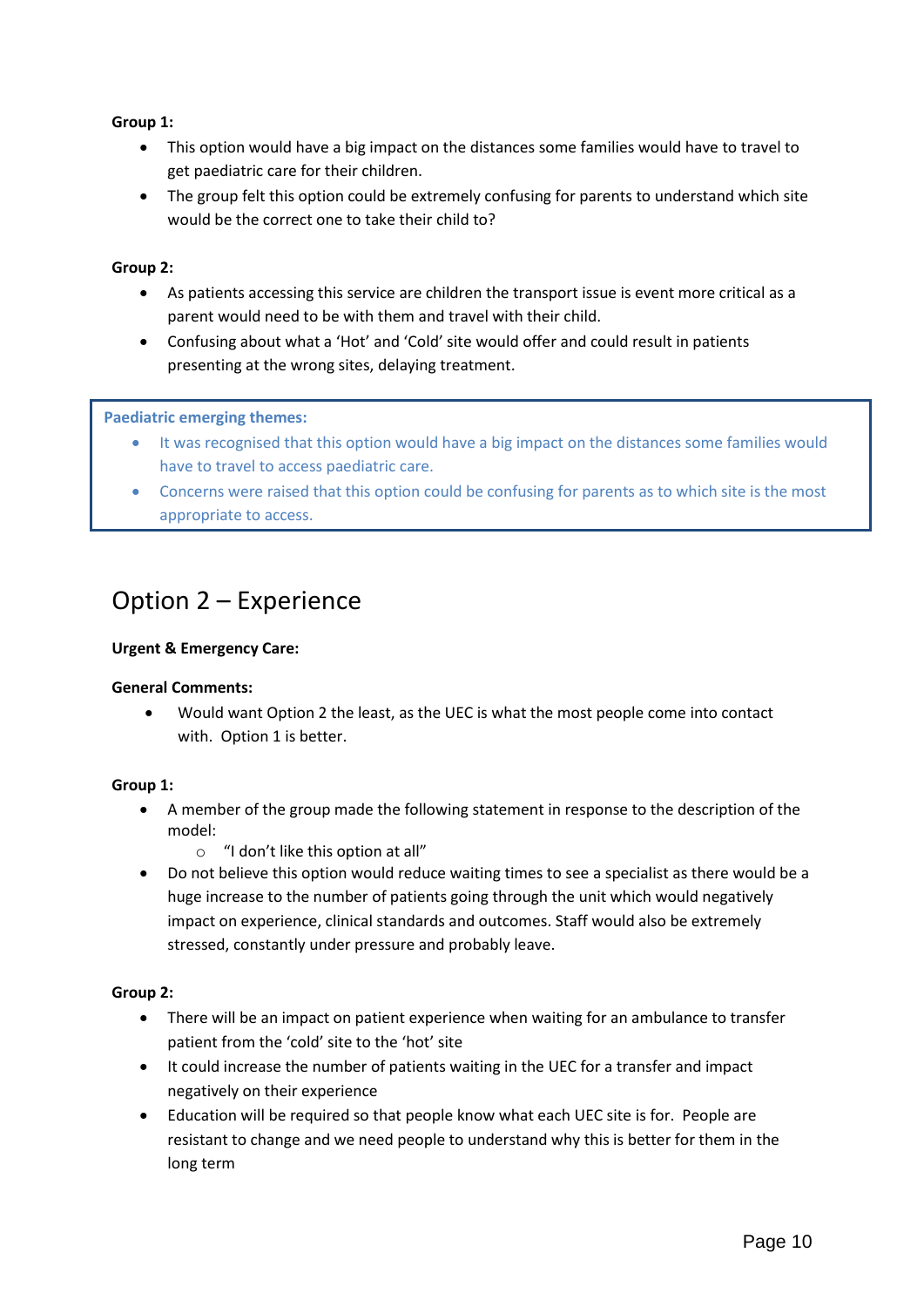**Group 1:**

- This option would have a big impact on the distances some families would have to travel to get paediatric care for their children.
- The group felt this option could be extremely confusing for parents to understand which site would be the correct one to take their child to?

**Group 2:**

- As patients accessing this service are children the transport issue is event more critical as a parent would need to be with them and travel with their child.
- Confusing about what a 'Hot' and 'Cold' site would offer and could result in patients presenting at the wrong sites, delaying treatment.

**Paediatric emerging themes:**

- It was recognised that this option would have a big impact on the distances some families would have to travel to access paediatric care.
- Concerns were raised that this option could be confusing for parents as to which site is the most appropriate to access.

## Option 2 – Experience

**Urgent & Emergency Care:**

**General Comments:**

- Would want Option 2 the least, as the UEC is what the most people come into contact with. Option 1 is better.

**Group 1:**

- A member of the group made the following statement in response to the description of the model:
  - "I don't like this option at all"
- Do not believe this option would reduce waiting times to see a specialist as there would be a huge increase to the number of patients going through the unit which would negatively impact on experience, clinical standards and outcomes. Staff would also be extremely stressed, constantly under pressure and probably leave.

**Group 2:**

- There will be an impact on patient experience when waiting for an ambulance to transfer patient from the 'cold' site to the 'hot' site
- It could increase the number of patients waiting in the UEC for a transfer and impact negatively on their experience
- Education will be required so that people know what each UEC site is for. People are resistant to change and we need people to understand why this is better for them in the long term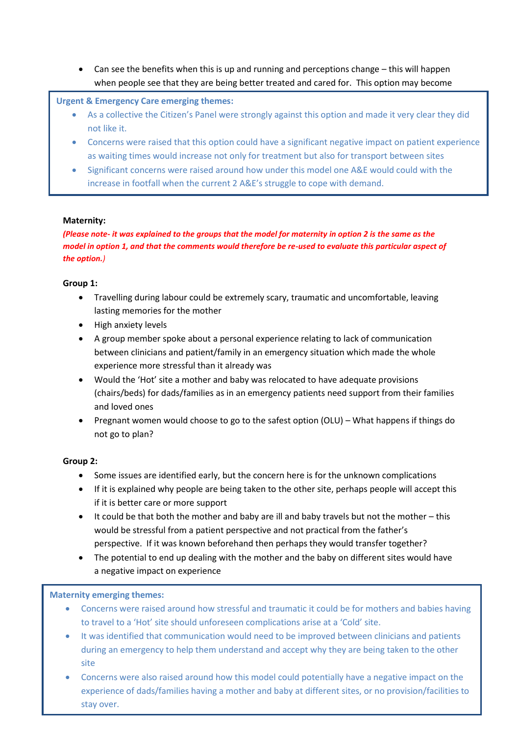- Can see the benefits when this is up and running and perceptions change – this will happen when people see that they are being better treated and cared for. This option may become

**Urgent & Emergency Care emerging themes:**

- As a collective the Citizen's Panel were strongly against this option and made it very clear they did not like it.
- Concerns were raised that this option could have a significant negative impact on patient experience as waiting times would increase not only for treatment but also for transport between sites
- Significant concerns were raised around how under this model one A&E would could with the increase in footfall when the current 2 A&E's struggle to cope with demand.

**Maternity:**

***(Please note- it was explained to the groups that the model for maternity in option 2 is the same as the model in option 1, and that the comments would therefore be re-used to evaluate this particular aspect of the option.)***

**Group 1:**

- Travelling during labour could be extremely scary, traumatic and uncomfortable, leaving lasting memories for the mother
- High anxiety levels
- A group member spoke about a personal experience relating to lack of communication between clinicians and patient/family in an emergency situation which made the whole experience more stressful than it already was
- Would the 'Hot' site a mother and baby was relocated to have adequate provisions (chairs/beds) for dads/families as in an emergency patients need support from their families and loved ones
- Pregnant women would choose to go to the safest option (OLU) – What happens if things do not go to plan?

**Group 2:**

- Some issues are identified early, but the concern here is for the unknown complications
- If it is explained why people are being taken to the other site, perhaps people will accept this if it is better care or more support
- It could be that both the mother and baby are ill and baby travels but not the mother – this would be stressful from a patient perspective and not practical from the father's perspective. If it was known beforehand then perhaps they would transfer together?
- The potential to end up dealing with the mother and the baby on different sites would have a negative impact on experience

**Maternity emerging themes:**

- Concerns were raised around how stressful and traumatic it could be for mothers and babies having to travel to a 'Hot' site should unforeseen complications arise at a 'Cold' site.
- It was identified that communication would need to be improved between clinicians and patients during an emergency to help them understand and accept why they are being taken to the other site
- Concerns were also raised around how this model could potentially have a negative impact on the experience of dads/families having a mother and baby at different sites, or no provision/facilities to stay over.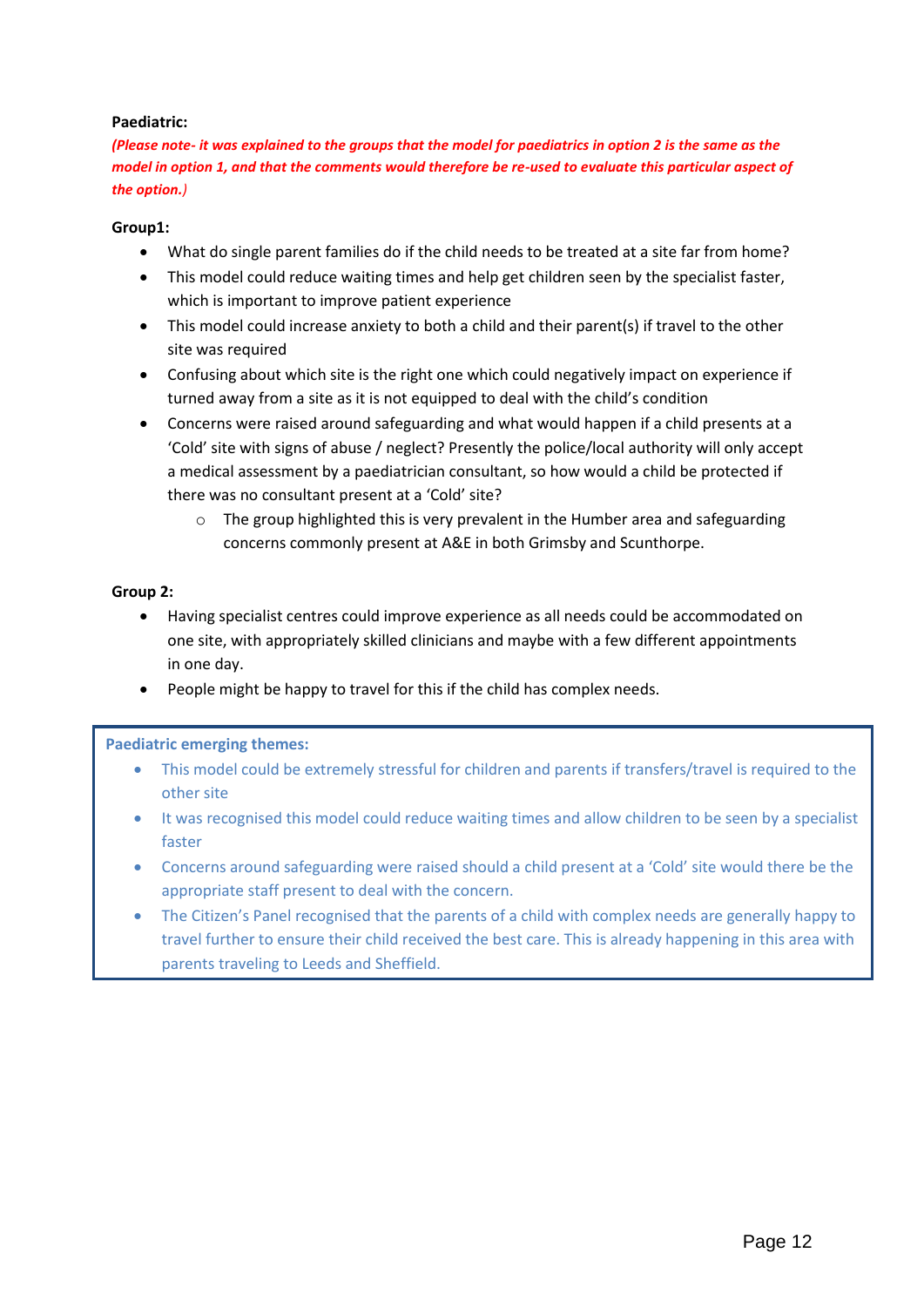**Paediatric:**

***(Please note- it was explained to the groups that the model for paediatrics in option 2 is the same as the model in option 1, and that the comments would therefore be re-used to evaluate this particular aspect of the option.)***

**Group1:**

- What do single parent families do if the child needs to be treated at a site far from home?
- This model could reduce waiting times and help get children seen by the specialist faster, which is important to improve patient experience
- This model could increase anxiety to both a child and their parent(s) if travel to the other site was required
- Confusing about which site is the right one which could negatively impact on experience if turned away from a site as it is not equipped to deal with the child's condition
- Concerns were raised around safeguarding and what would happen if a child presents at a 'Cold' site with signs of abuse / neglect? Presently the police/local authority will only accept a medical assessment by a paediatrician consultant, so how would a child be protected if there was no consultant present at a 'Cold' site?
  - The group highlighted this is very prevalent in the Humber area and safeguarding concerns commonly present at A&E in both Grimsby and Scunthorpe.

**Group 2:**

- Having specialist centres could improve experience as all needs could be accommodated on one site, with appropriately skilled clinicians and maybe with a few different appointments in one day.
- People might be happy to travel for this if the child has complex needs.

**Paediatric emerging themes:**

- This model could be extremely stressful for children and parents if transfers/travel is required to the other site
- It was recognised this model could reduce waiting times and allow children to be seen by a specialist faster
- Concerns around safeguarding were raised should a child present at a 'Cold' site would there be the appropriate staff present to deal with the concern.
- The Citizen's Panel recognised that the parents of a child with complex needs are generally happy to travel further to ensure their child received the best care. This is already happening in this area with parents traveling to Leeds and Sheffield.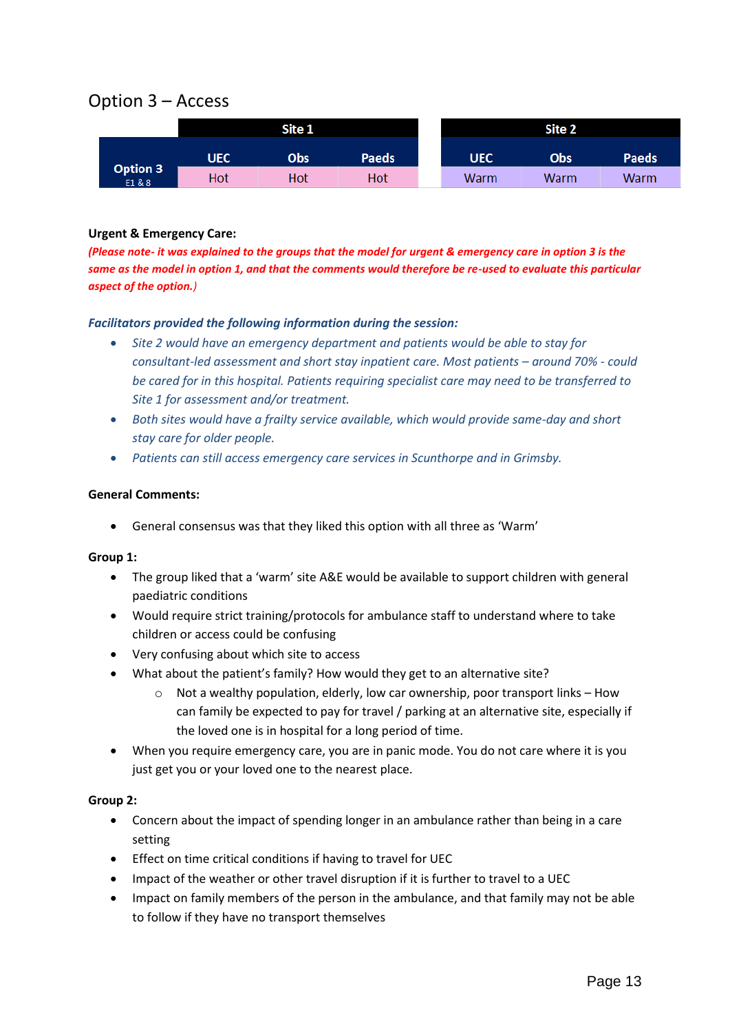## Option 3 – Access

| | Site 1 | | | Site 2 | | |
|---|---|---|---|---|---|---|
| Option 3 E1 & 8 | UEC | Obs | Paeds | UEC | Obs | Paeds |
| | Hot | Hot | Hot | Warm | Warm | Warm |

**Urgent & Emergency Care:**

***(Please note- it was explained to the groups that the model for urgent & emergency care in option 3 is the same as the model in option 1, and that the comments would therefore be re-used to evaluate this particular aspect of the option.)***

***Facilitators provided the following information during the session:***

- *Site 2 would have an emergency department and patients would be able to stay for consultant-led assessment and short stay inpatient care. Most patients – around 70% - could be cared for in this hospital. Patients requiring specialist care may need to be transferred to Site 1 for assessment and/or treatment.*
- *Both sites would have a frailty service available, which would provide same-day and short stay care for older people.*
- *Patients can still access emergency care services in Scunthorpe and in Grimsby.*

**General Comments:**

- General consensus was that they liked this option with all three as 'Warm'

**Group 1:**

- The group liked that a 'warm' site A&E would be available to support children with general paediatric conditions
- Would require strict training/protocols for ambulance staff to understand where to take children or access could be confusing
- Very confusing about which site to access
- What about the patient's family? How would they get to an alternative site?
    - Not a wealthy population, elderly, low car ownership, poor transport links – How can family be expected to pay for travel / parking at an alternative site, especially if the loved one is in hospital for a long period of time.
- When you require emergency care, you are in panic mode. You do not care where it is you just get you or your loved one to the nearest place.

**Group 2:**

- Concern about the impact of spending longer in an ambulance rather than being in a care setting
- Effect on time critical conditions if having to travel for UEC
- Impact of the weather or other travel disruption if it is further to travel to a UEC
- Impact on family members of the person in the ambulance, and that family may not be able to follow if they have no transport themselves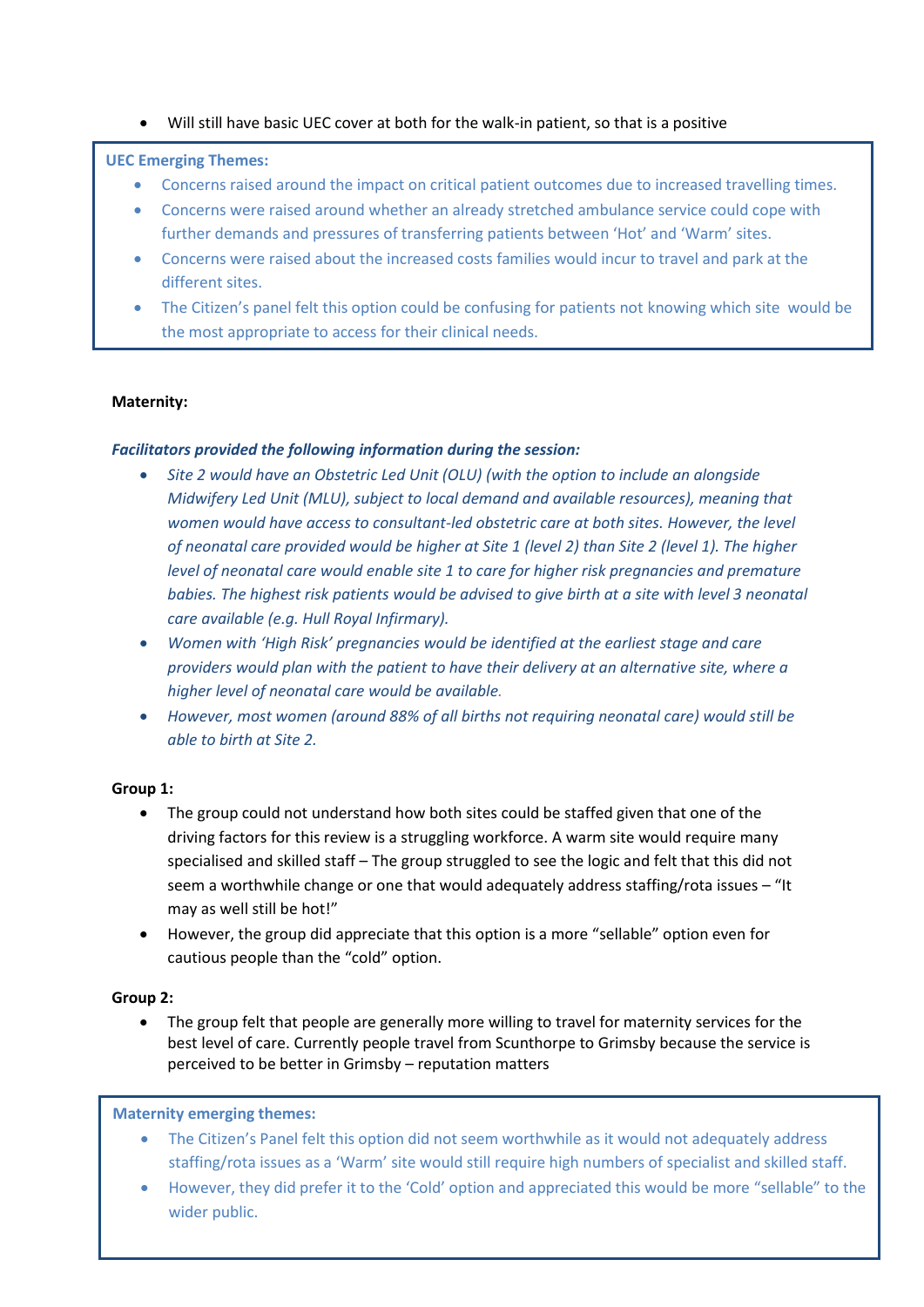- Will still have basic UEC cover at both for the walk-in patient, so that is a positive

**UEC Emerging Themes:**

- Concerns raised around the impact on critical patient outcomes due to increased travelling times.
- Concerns were raised around whether an already stretched ambulance service could cope with further demands and pressures of transferring patients between 'Hot' and 'Warm' sites.
- Concerns were raised about the increased costs families would incur to travel and park at the different sites.
- The Citizen's panel felt this option could be confusing for patients not knowing which site would be the most appropriate to access for their clinical needs.

**Maternity:**

***Facilitators provided the following information during the session:***

- *Site 2 would have an Obstetric Led Unit (OLU) (with the option to include an alongside Midwifery Led Unit (MLU), subject to local demand and available resources), meaning that women would have access to consultant-led obstetric care at both sites. However, the level of neonatal care provided would be higher at Site 1 (level 2) than Site 2 (level 1). The higher level of neonatal care would enable site 1 to care for higher risk pregnancies and premature babies. The highest risk patients would be advised to give birth at a site with level 3 neonatal care available (e.g. Hull Royal Infirmary).*
- *Women with 'High Risk' pregnancies would be identified at the earliest stage and care providers would plan with the patient to have their delivery at an alternative site, where a higher level of neonatal care would be available.*
- *However, most women (around 88% of all births not requiring neonatal care) would still be able to birth at Site 2.*

**Group 1:**

- The group could not understand how both sites could be staffed given that one of the driving factors for this review is a struggling workforce. A warm site would require many specialised and skilled staff – The group struggled to see the logic and felt that this did not seem a worthwhile change or one that would adequately address staffing/rota issues – "It may as well still be hot!"
- However, the group did appreciate that this option is a more "sellable" option even for cautious people than the "cold" option.

**Group 2:**

- The group felt that people are generally more willing to travel for maternity services for the best level of care. Currently people travel from Scunthorpe to Grimsby because the service is perceived to be better in Grimsby – reputation matters

**Maternity emerging themes:**

- The Citizen's Panel felt this option did not seem worthwhile as it would not adequately address staffing/rota issues as a 'Warm' site would still require high numbers of specialist and skilled staff.
- However, they did prefer it to the 'Cold' option and appreciated this would be more "sellable" to the wider public.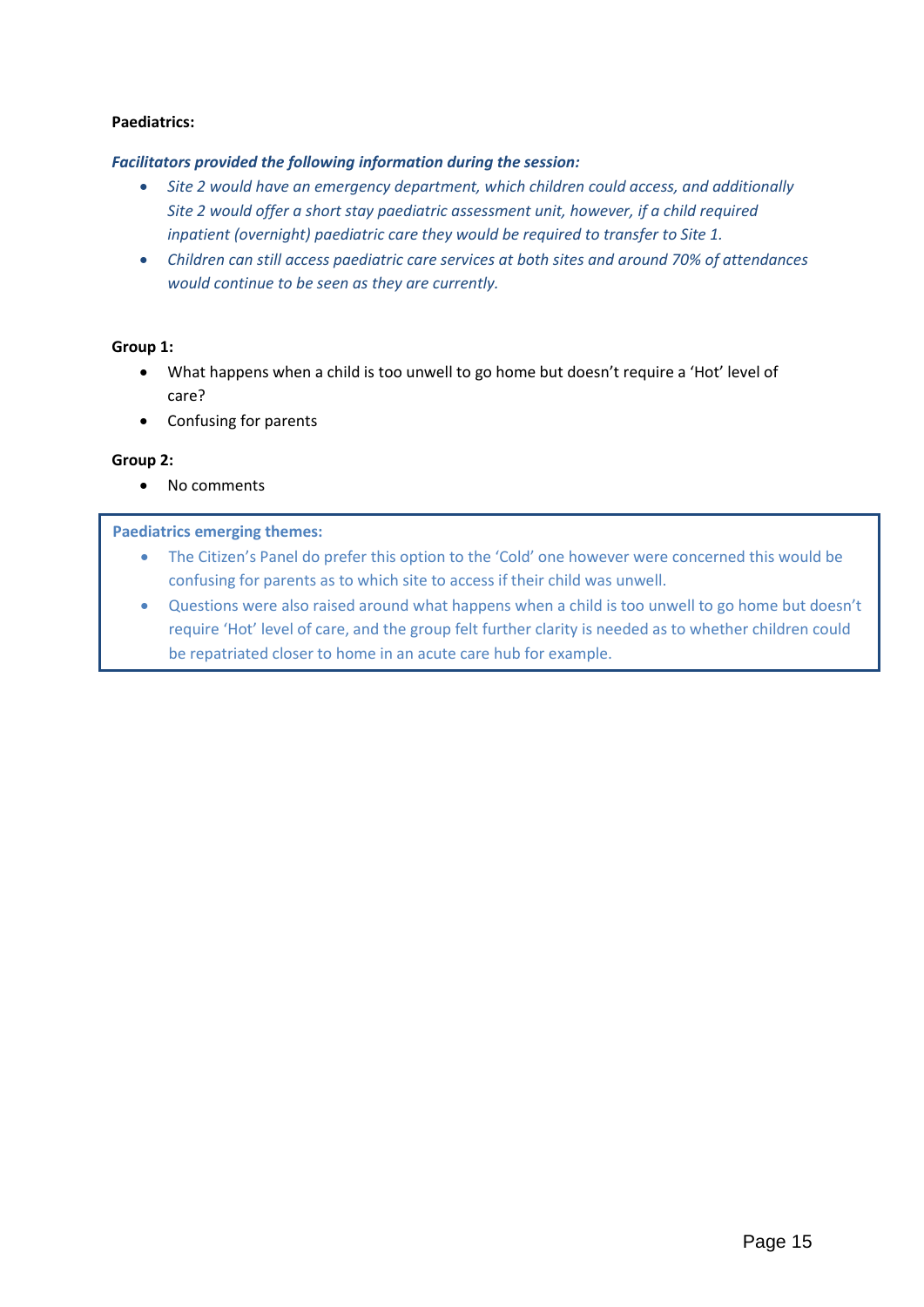**Paediatrics:**

***Facilitators provided the following information during the session:***

- *Site 2 would have an emergency department, which children could access, and additionally Site 2 would offer a short stay paediatric assessment unit, however, if a child required inpatient (overnight) paediatric care they would be required to transfer to Site 1.*
- *Children can still access paediatric care services at both sites and around 70% of attendances would continue to be seen as they are currently.*

**Group 1:**

- What happens when a child is too unwell to go home but doesn't require a 'Hot' level of care?
- Confusing for parents

**Group 2:**

- No comments

**Paediatrics emerging themes:**

- The Citizen's Panel do prefer this option to the 'Cold' one however were concerned this would be confusing for parents as to which site to access if their child was unwell.
- Questions were also raised around what happens when a child is too unwell to go home but doesn't require 'Hot' level of care, and the group felt further clarity is needed as to whether children could be repatriated closer to home in an acute care hub for example.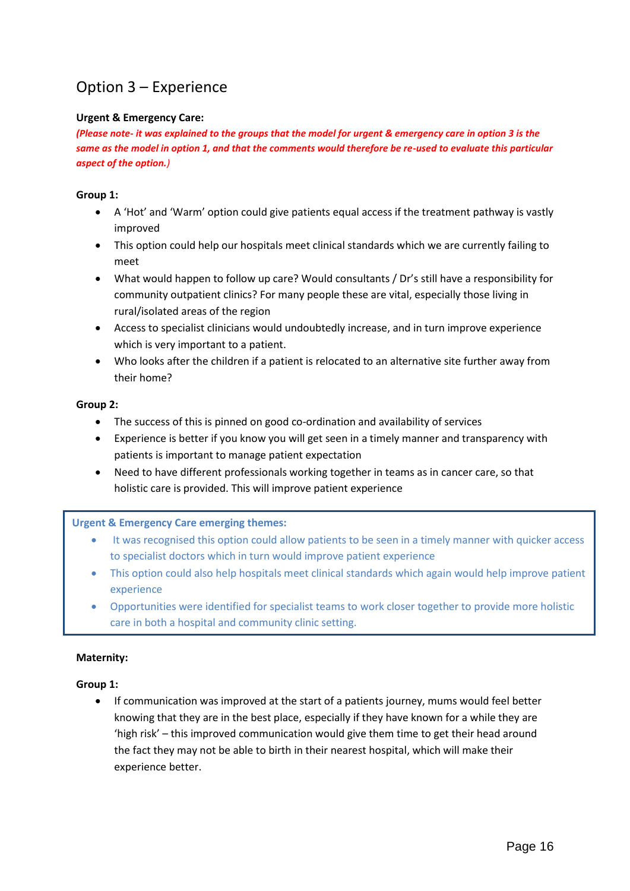## Option 3 – Experience

**Urgent & Emergency Care:**

***(Please note- it was explained to the groups that the model for urgent & emergency care in option 3 is the same as the model in option 1, and that the comments would therefore be re-used to evaluate this particular aspect of the option.)***

**Group 1:**

- A 'Hot' and 'Warm' option could give patients equal access if the treatment pathway is vastly improved
- This option could help our hospitals meet clinical standards which we are currently failing to meet
- What would happen to follow up care? Would consultants / Dr's still have a responsibility for community outpatient clinics? For many people these are vital, especially those living in rural/isolated areas of the region
- Access to specialist clinicians would undoubtedly increase, and in turn improve experience which is very important to a patient.
- Who looks after the children if a patient is relocated to an alternative site further away from their home?

**Group 2:**

- The success of this is pinned on good co-ordination and availability of services
- Experience is better if you know you will get seen in a timely manner and transparency with patients is important to manage patient expectation
- Need to have different professionals working together in teams as in cancer care, so that holistic care is provided. This will improve patient experience

**Urgent & Emergency Care emerging themes:**

- It was recognised this option could allow patients to be seen in a timely manner with quicker access to specialist doctors which in turn would improve patient experience
- This option could also help hospitals meet clinical standards which again would help improve patient experience
- Opportunities were identified for specialist teams to work closer together to provide more holistic care in both a hospital and community clinic setting.

**Maternity:**

**Group 1:**

- If communication was improved at the start of a patients journey, mums would feel better knowing that they are in the best place, especially if they have known for a while they are 'high risk' – this improved communication would give them time to get their head around the fact they may not be able to birth in their nearest hospital, which will make their experience better.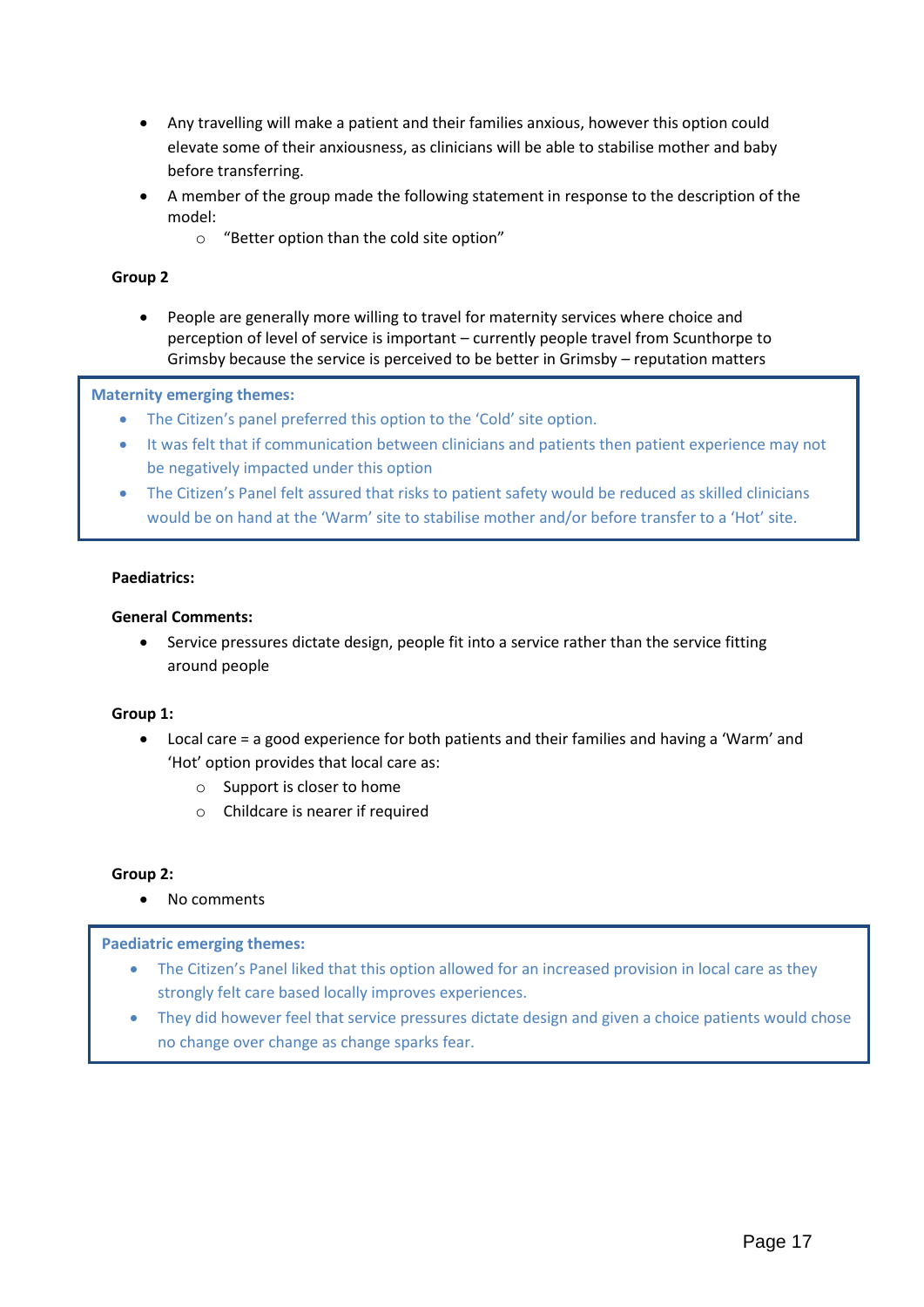- Any travelling will make a patient and their families anxious, however this option could elevate some of their anxiousness, as clinicians will be able to stabilise mother and baby before transferring.
- A member of the group made the following statement in response to the description of the model:
  - "Better option than the cold site option"

**Group 2**

- People are generally more willing to travel for maternity services where choice and perception of level of service is important – currently people travel from Scunthorpe to Grimsby because the service is perceived to be better in Grimsby – reputation matters

**Maternity emerging themes:**

- The Citizen's panel preferred this option to the 'Cold' site option.
- It was felt that if communication between clinicians and patients then patient experience may not be negatively impacted under this option
- The Citizen's Panel felt assured that risks to patient safety would be reduced as skilled clinicians would be on hand at the 'Warm' site to stabilise mother and/or before transfer to a 'Hot' site.

**Paediatrics:**

**General Comments:**

- Service pressures dictate design, people fit into a service rather than the service fitting around people

**Group 1:**

- Local care = a good experience for both patients and their families and having a 'Warm' and 'Hot' option provides that local care as:
  - Support is closer to home
  - Childcare is nearer if required

**Group 2:**

- No comments

**Paediatric emerging themes:**

- The Citizen's Panel liked that this option allowed for an increased provision in local care as they strongly felt care based locally improves experiences.
- They did however feel that service pressures dictate design and given a choice patients would chose no change over change as change sparks fear.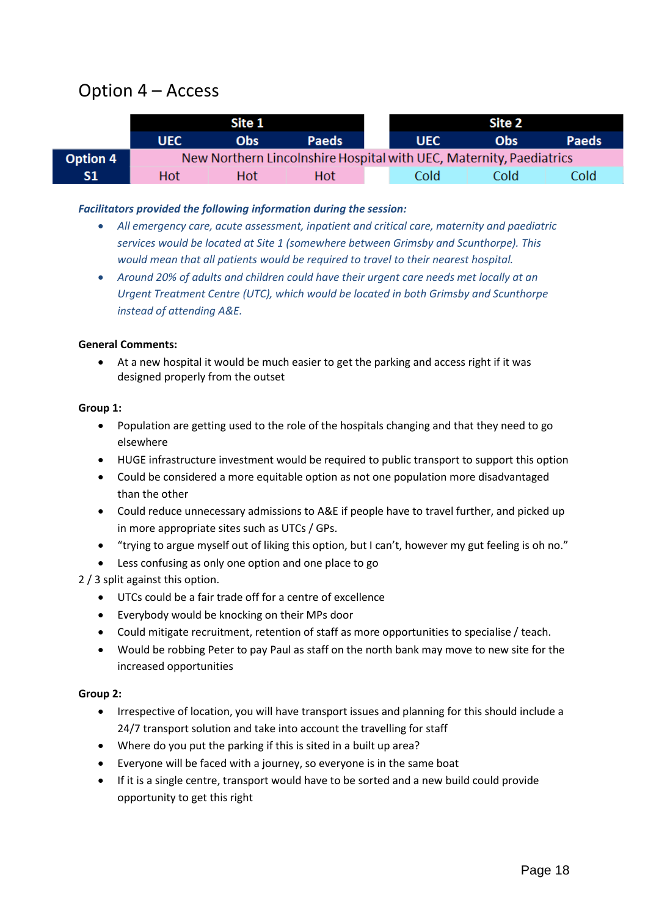## Option 4 – Access

| | Site 1 | | | Site 2 | | |
|---|---|---|---|---|---|---|
| | UEC | Obs | Paeds | UEC | Obs | Paeds |
| Option 4 | New Northern Lincolnshire Hospital with UEC, Maternity, Paediatrics | | | | | |
| S1 | Hot | Hot | Hot | Cold | Cold | Cold |

***Facilitators provided the following information during the session:***

- *All emergency care, acute assessment, inpatient and critical care, maternity and paediatric services would be located at Site 1 (somewhere between Grimsby and Scunthorpe). This would mean that all patients would be required to travel to their nearest hospital.*
- *Around 20% of adults and children could have their urgent care needs met locally at an Urgent Treatment Centre (UTC), which would be located in both Grimsby and Scunthorpe instead of attending A&E.*

**General Comments:**

- At a new hospital it would be much easier to get the parking and access right if it was designed properly from the outset

**Group 1:**

- Population are getting used to the role of the hospitals changing and that they need to go elsewhere
- HUGE infrastructure investment would be required to public transport to support this option
- Could be considered a more equitable option as not one population more disadvantaged than the other
- Could reduce unnecessary admissions to A&E if people have to travel further, and picked up in more appropriate sites such as UTCs / GPs.
- "trying to argue myself out of liking this option, but I can't, however my gut feeling is oh no."
- Less confusing as only one option and one place to go

2 / 3 split against this option.

- UTCs could be a fair trade off for a centre of excellence
- Everybody would be knocking on their MPs door
- Could mitigate recruitment, retention of staff as more opportunities to specialise / teach.
- Would be robbing Peter to pay Paul as staff on the north bank may move to new site for the increased opportunities

**Group 2:**

- Irrespective of location, you will have transport issues and planning for this should include a 24/7 transport solution and take into account the travelling for staff
- Where do you put the parking if this is sited in a built up area?
- Everyone will be faced with a journey, so everyone is in the same boat
- If it is a single centre, transport would have to be sorted and a new build could provide opportunity to get this right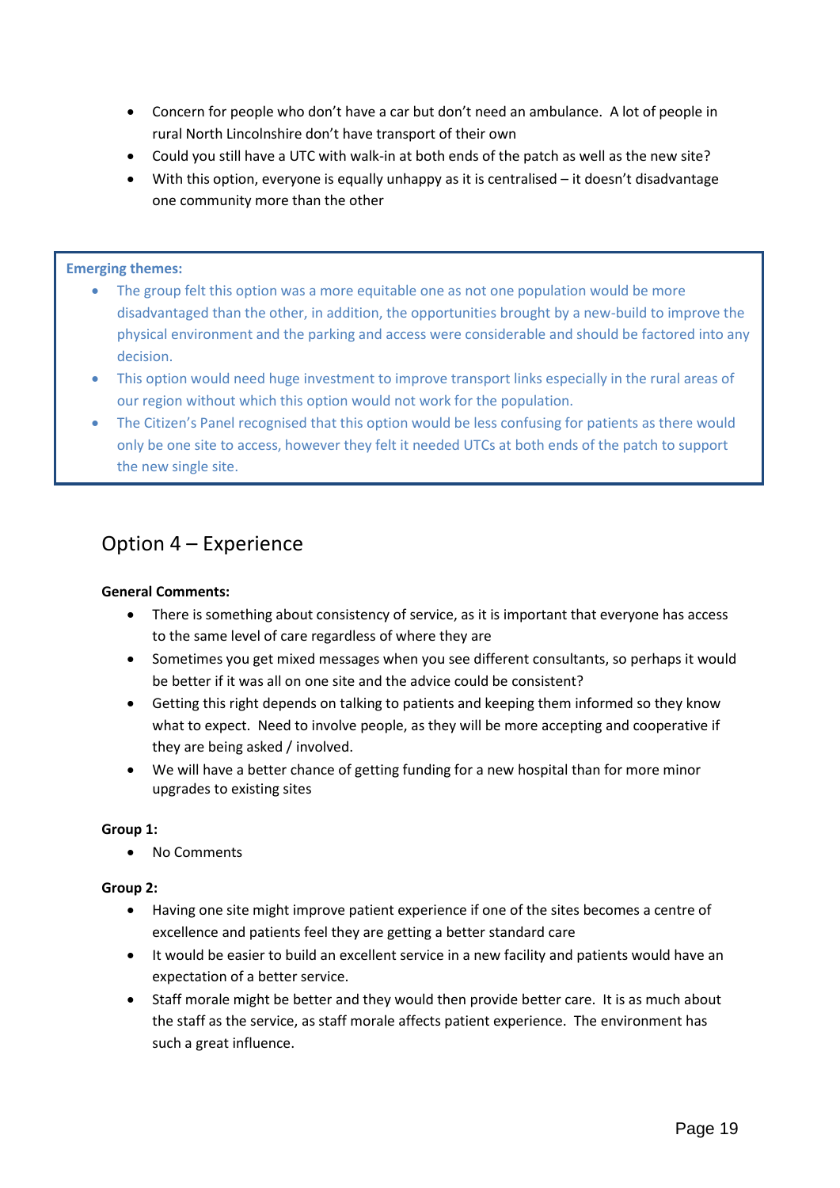- Concern for people who don't have a car but don't need an ambulance. A lot of people in rural North Lincolnshire don't have transport of their own
- Could you still have a UTC with walk-in at both ends of the patch as well as the new site?
- With this option, everyone is equally unhappy as it is centralised – it doesn't disadvantage one community more than the other

**Emerging themes:**

- The group felt this option was a more equitable one as not one population would be more disadvantaged than the other, in addition, the opportunities brought by a new-build to improve the physical environment and the parking and access were considerable and should be factored into any decision.
- This option would need huge investment to improve transport links especially in the rural areas of our region without which this option would not work for the population.
- The Citizen's Panel recognised that this option would be less confusing for patients as there would only be one site to access, however they felt it needed UTCs at both ends of the patch to support the new single site.

## Option 4 – Experience

**General Comments:**

- There is something about consistency of service, as it is important that everyone has access to the same level of care regardless of where they are
- Sometimes you get mixed messages when you see different consultants, so perhaps it would be better if it was all on one site and the advice could be consistent?
- Getting this right depends on talking to patients and keeping them informed so they know what to expect. Need to involve people, as they will be more accepting and cooperative if they are being asked / involved.
- We will have a better chance of getting funding for a new hospital than for more minor upgrades to existing sites

**Group 1:**

- No Comments

**Group 2:**

- Having one site might improve patient experience if one of the sites becomes a centre of excellence and patients feel they are getting a better standard care
- It would be easier to build an excellent service in a new facility and patients would have an expectation of a better service.
- Staff morale might be better and they would then provide better care. It is as much about the staff as the service, as staff morale affects patient experience. The environment has such a great influence.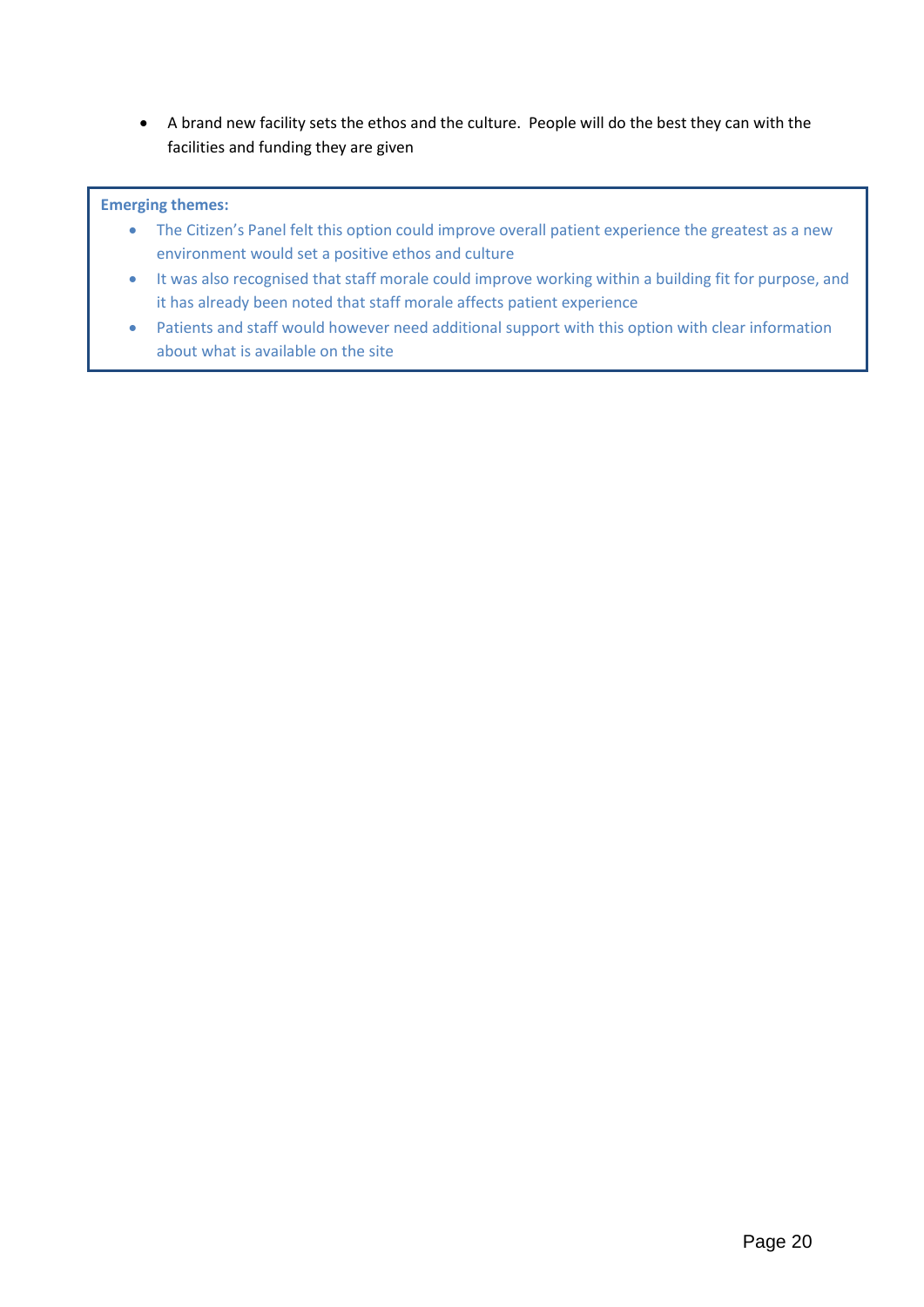- A brand new facility sets the ethos and the culture. People will do the best they can with the facilities and funding they are given

**Emerging themes:**

- The Citizen's Panel felt this option could improve overall patient experience the greatest as a new environment would set a positive ethos and culture
- It was also recognised that staff morale could improve working within a building fit for purpose, and it has already been noted that staff morale affects patient experience
- Patients and staff would however need additional support with this option with clear information about what is available on the site